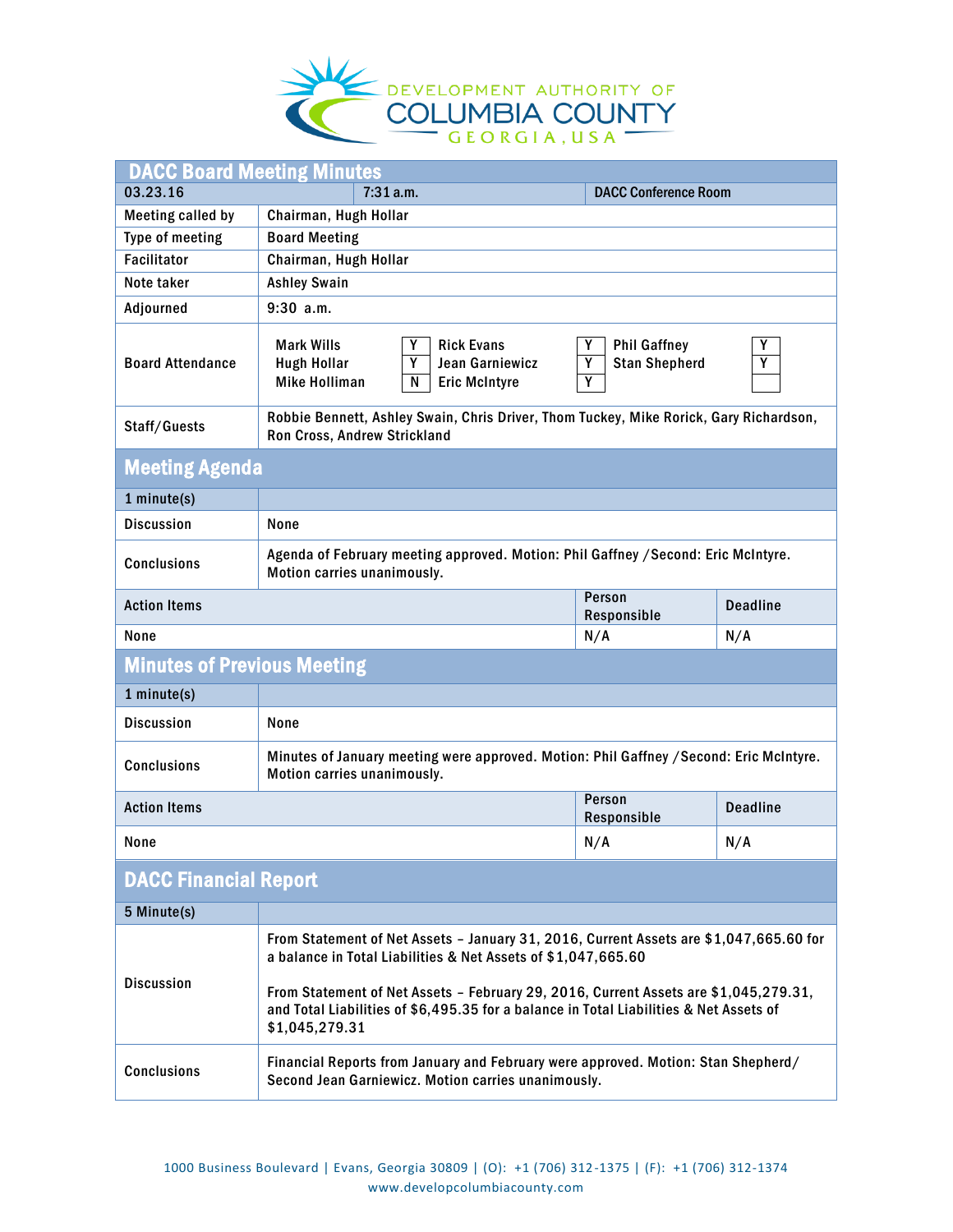DEVELOPMENT AUTHORITY OF COLUMBIA COUNTY GEORGIA, USA

# DACC Board Meeting Minutes

| 03.23.16 | 7:31 a.m. | DACC Conference Room |
|---|---|---|
| Meeting called by | Chairman, Hugh Hollar | |
| Type of meeting | Board Meeting | |
| Facilitator | Chairman, Hugh Hollar | |
| Note taker | Ashley Swain | |
| Adjourned | 9:30 a.m. | |

**Board Attendance**

| Name | Present | Name | Present | Name | Present |
|---|---|---|---|---|---|
| Mark Wills | Y | Rick Evans | Y | Phil Gaffney | Y |
| Hugh Hollar | Y | Jean Garniewicz | Y | Stan Shepherd | Y |
| Mike Holliman | N | Eric McIntyre | Y | | |

**Staff/Guests:** Robbie Bennett, Ashley Swain, Chris Driver, Thom Tuckey, Mike Rorick, Gary Richardson, Ron Cross, Andrew Strickland

## Meeting Agenda

1 minute(s)

| | |
|---|---|
| Discussion | None |
| Conclusions | Agenda of February meeting approved. Motion: Phil Gaffney /Second: Eric McIntyre. Motion carries unanimously. |

| Action Items | Person Responsible | Deadline |
|---|---|---|
| None | N/A | N/A |

## Minutes of Previous Meeting

1 minute(s)

| | |
|---|---|
| Discussion | None |
| Conclusions | Minutes of January meeting were approved. Motion: Phil Gaffney /Second: Eric McIntyre. Motion carries unanimously. |

| Action Items | Person Responsible | Deadline |
|---|---|---|
| None | N/A | N/A |

## DACC Financial Report

5 Minute(s)

| | |
|---|---|
| Discussion | From Statement of Net Assets – January 31, 2016, Current Assets are $1,047,665.60 for a balance in Total Liabilities & Net Assets of $1,047,665.60<br><br>From Statement of Net Assets – February 29, 2016, Current Assets are $1,045,279.31, and Total Liabilities of $6,495.35 for a balance in Total Liabilities & Net Assets of $1,045,279.31 |
| Conclusions | Financial Reports from January and February were approved. Motion: Stan Shepherd/ Second Jean Garniewicz. Motion carries unanimously. |

1000 Business Boulevard | Evans, Georgia 30809 | (O): +1 (706) 312-1375 | (F): +1 (706) 312-1374
www.developcolumbiacounty.com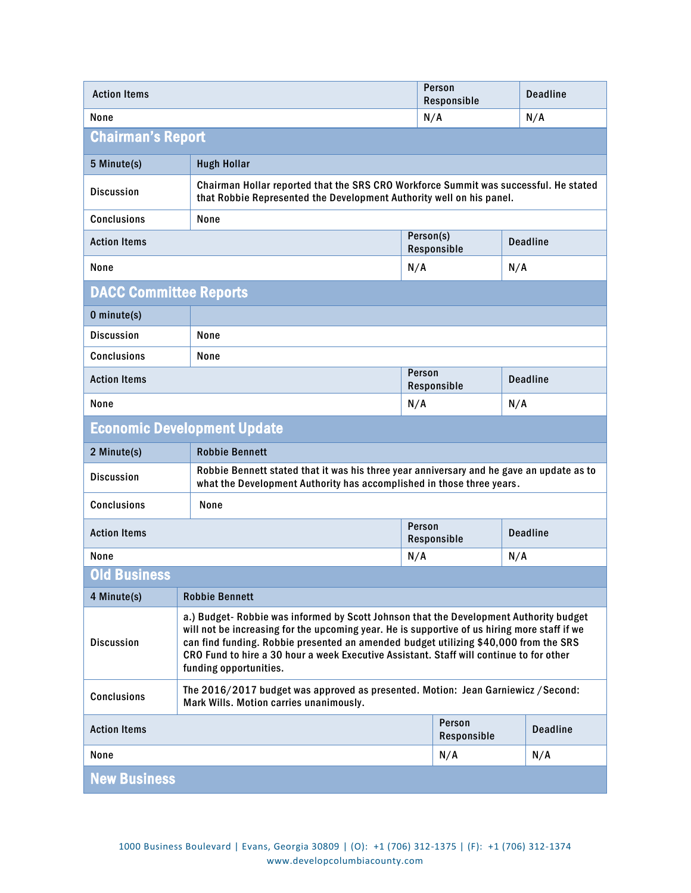| Action Items | Person Responsible | Deadline |
|---|---|---|
| None | N/A | N/A |

## Chairman's Report

| 5 Minute(s) | Hugh Hollar |
|---|---|
| Discussion | Chairman Hollar reported that the SRS CRO Workforce Summit was successful. He stated that Robbie Represented the Development Authority well on his panel. |
| Conclusions | None |

| Action Items | Person(s) Responsible | Deadline |
|---|---|---|
| None | N/A | N/A |

## DACC Committee Reports

| 0 minute(s) | |
|---|---|
| Discussion | None |
| Conclusions | None |

| Action Items | Person Responsible | Deadline |
|---|---|---|
| None | N/A | N/A |

## Economic Development Update

| 2 Minute(s) | Robbie Bennett |
|---|---|
| Discussion | Robbie Bennett stated that it was his three year anniversary and he gave an update as to what the Development Authority has accomplished in those three years. |
| Conclusions | None |

| Action Items | Person Responsible | Deadline |
|---|---|---|
| None | N/A | N/A |

## Old Business

| 4 Minute(s) | Robbie Bennett |
|---|---|
| Discussion | a.) Budget- Robbie was informed by Scott Johnson that the Development Authority budget will not be increasing for the upcoming year. He is supportive of us hiring more staff if we can find funding. Robbie presented an amended budget utilizing $40,000 from the SRS CRO Fund to hire a 30 hour a week Executive Assistant. Staff will continue to for other funding opportunities. |
| Conclusions | The 2016/2017 budget was approved as presented. Motion: Jean Garniewicz /Second: Mark Wills. Motion carries unanimously. |

| Action Items | Person Responsible | Deadline |
|---|---|---|
| None | N/A | N/A |

## New Business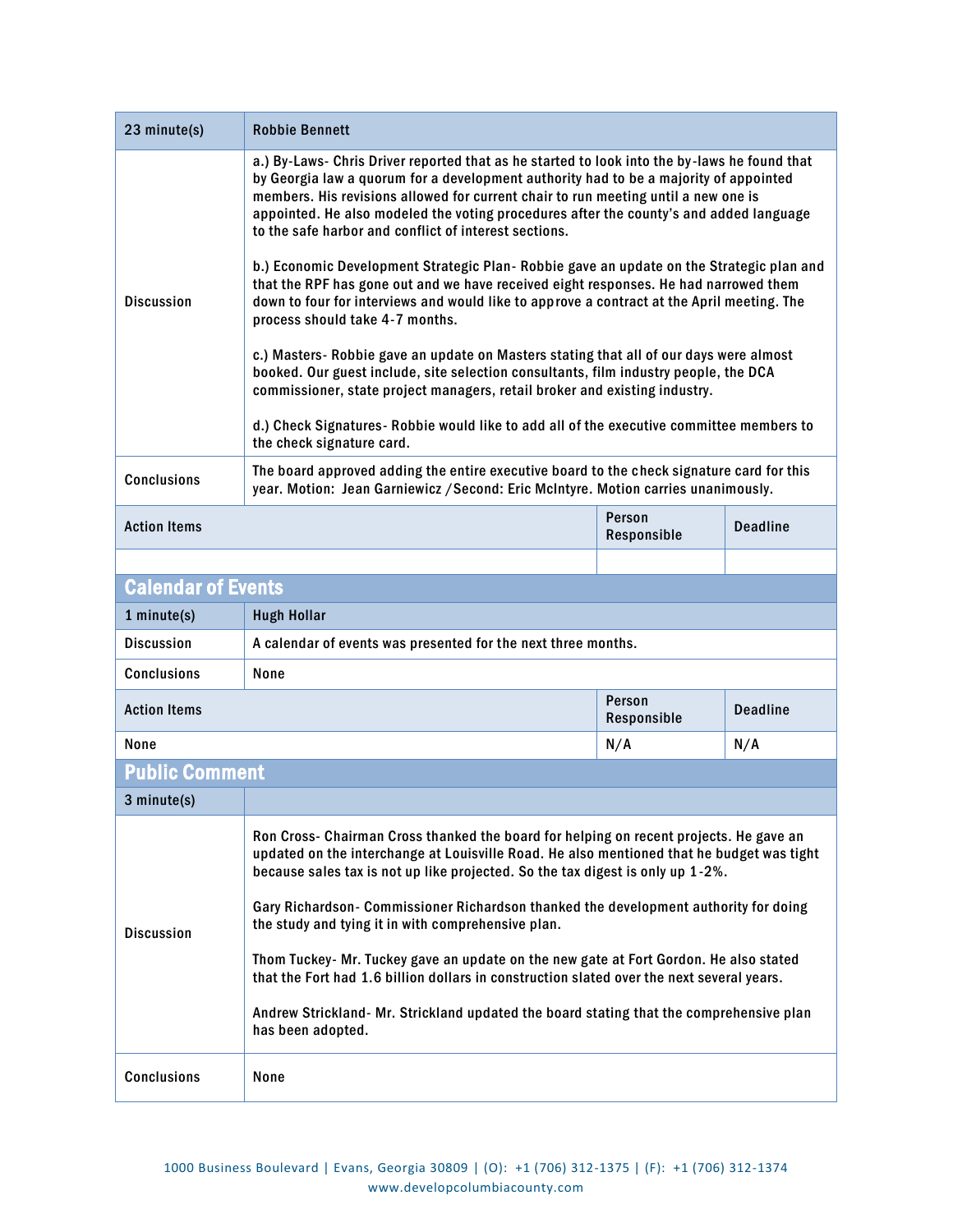| 23 minute(s) | Robbie Bennett | | |
|---|---|---|---|
| Discussion | a.) By-Laws- Chris Driver reported that as he started to look into the by-laws he found that by Georgia law a quorum for a development authority had to be a majority of appointed members. His revisions allowed for current chair to run meeting until a new one is appointed. He also modeled the voting procedures after the county's and added language to the safe harbor and conflict of interest sections.<br><br>b.) Economic Development Strategic Plan- Robbie gave an update on the Strategic plan and that the RPF has gone out and we have received eight responses. He had narrowed them down to four for interviews and would like to approve a contract at the April meeting. The process should take 4-7 months.<br><br>c.) Masters- Robbie gave an update on Masters stating that all of our days were almost booked. Our guest include, site selection consultants, film industry people, the DCA commissioner, state project managers, retail broker and existing industry.<br><br>d.) Check Signatures- Robbie would like to add all of the executive committee members to the check signature card. | | |
| Conclusions | The board approved adding the entire executive board to the check signature card for this year. Motion: Jean Garniewicz /Second: Eric McIntyre. Motion carries unanimously. | | |
| Action Items | | Person Responsible | Deadline |
| | | | |

## Calendar of Events

| 1 minute(s) | Hugh Hollar | | |
|---|---|---|---|
| Discussion | A calendar of events was presented for the next three months. | | |
| Conclusions | None | | |
| Action Items | | Person Responsible | Deadline |
| None | | N/A | N/A |

## Public Comment

| 3 minute(s) | |
|---|---|
| Discussion | Ron Cross- Chairman Cross thanked the board for helping on recent projects. He gave an updated on the interchange at Louisville Road. He also mentioned that he budget was tight because sales tax is not up like projected. So the tax digest is only up 1-2%.<br><br>Gary Richardson- Commissioner Richardson thanked the development authority for doing the study and tying it in with comprehensive plan.<br><br>Thom Tuckey- Mr. Tuckey gave an update on the new gate at Fort Gordon. He also stated that the Fort had 1.6 billion dollars in construction slated over the next several years.<br><br>Andrew Strickland- Mr. Strickland updated the board stating that the comprehensive plan has been adopted. |
| Conclusions | None |

1000 Business Boulevard | Evans, Georgia 30809 | (O): +1 (706) 312-1375 | (F): +1 (706) 312-1374
www.developcolumbiacounty.com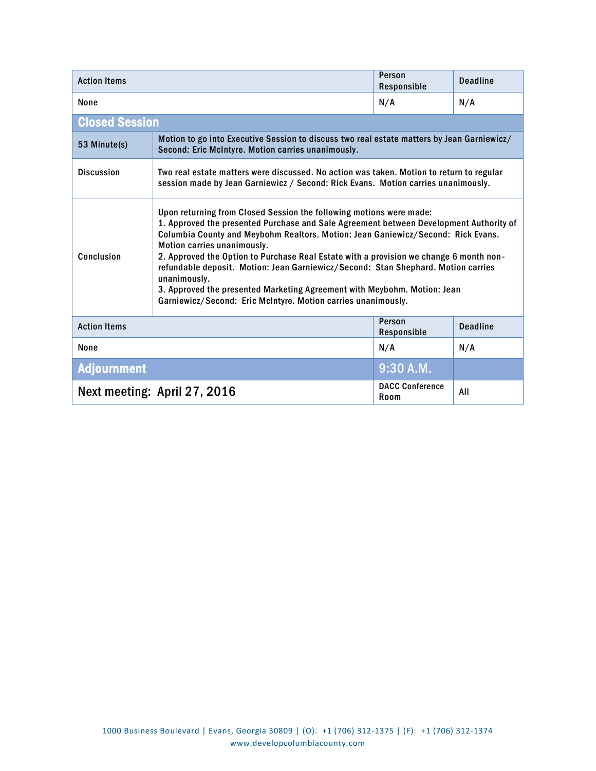| Action Items | Person Responsible | Deadline |
|---|---|---|
| None | N/A | N/A |

## Closed Session

| | |
|---|---|
| 53 Minute(s) | Motion to go into Executive Session to discuss two real estate matters by Jean Garniewicz/ Second: Eric McIntyre. Motion carries unanimously. |
| Discussion | Two real estate matters were discussed. No action was taken. Motion to return to regular session made by Jean Garniewicz / Second: Rick Evans. Motion carries unanimously. |
| Conclusion | Upon returning from Closed Session the following motions were made:<br>1. Approved the presented Purchase and Sale Agreement between Development Authority of Columbia County and Meybohm Realtors. Motion: Jean Ganiewicz/Second: Rick Evans. Motion carries unanimously.<br>2. Approved the Option to Purchase Real Estate with a provision we change 6 month non-refundable deposit. Motion: Jean Garniewicz/Second: Stan Shephard. Motion carries unanimously.<br>3. Approved the presented Marketing Agreement with Meybohm. Motion: Jean Garniewicz/Second: Eric McIntyre. Motion carries unanimously. |

| Action Items | Person Responsible | Deadline |
|---|---|---|
| None | N/A | N/A |

## Adjournment

| | | |
|---|---|---|
| **Adjournment** | 9:30 A.M. | |
| Next meeting: April 27, 2016 | DACC Conference Room | All |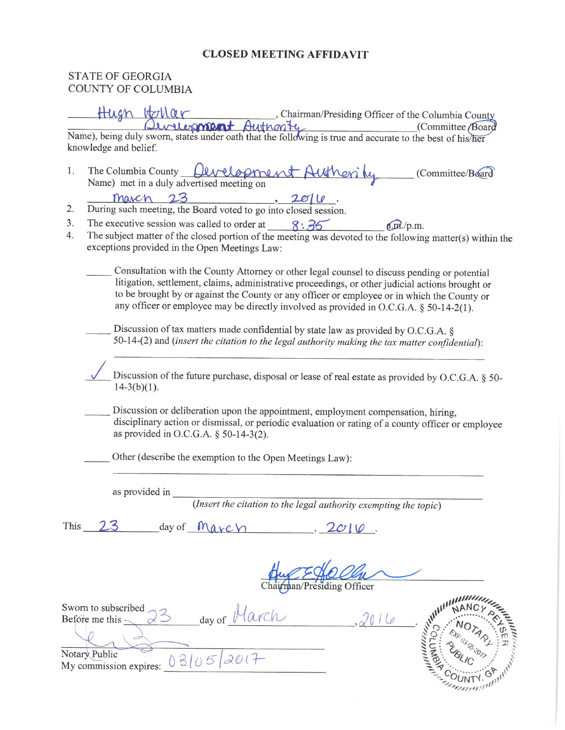# CLOSED MEETING AFFIDAVIT

STATE OF GEORGIA
COUNTY OF COLUMBIA

Hugh Holler, Chairman/Presiding Officer of the Columbia County Development Authority (Committee/Board Name), being duly sworn, states under oath that the following is true and accurate to the best of his/her knowledge and belief.

1. The Columbia County Development Authority (Committee/Board Name) met in a duly advertised meeting on March 23, 2016.
2. During such meeting, the Board voted to go into closed session.
3. The executive session was called to order at 8:35 a.m./p.m.
4. The subject matter of the closed portion of the meeting was devoted to the following matter(s) within the exceptions provided in the Open Meetings Law:

   ____ Consultation with the County Attorney or other legal counsel to discuss pending or potential litigation, settlement, claims, administrative proceedings, or other judicial actions brought or to be brought by or against the County or any officer or employee or in which the County or any officer or employee may be directly involved as provided in O.C.G.A. § 50-14-2(1).

   ____ Discussion of tax matters made confidential by state law as provided by O.C.G.A. § 50-14-(2) and (*insert the citation to the legal authority making the tax matter confidential*):

   ______________________________

   ✓ Discussion of the future purchase, disposal or lease of real estate as provided by O.C.G.A. § 50-14-3(b)(1).

   ____ Discussion or deliberation upon the appointment, employment compensation, hiring, disciplinary action or dismissal, or periodic evaluation or rating of a county officer or employee as provided in O.C.G.A. § 50-14-3(2).

   ____ Other (describe the exemption to the Open Meetings Law):

   ______________________________

   as provided in ______________________________
   (*Insert the citation to the legal authority exempting the topic*)

This 23 day of March, 2016.

[Signature]
Chairman/Presiding Officer

Sworn to subscribed Before me this 23 day of March, 2016.

[Signature]
Notary Public
My commission expires: 03/05/2017

NANCY PEYSER NOTARY PUBLIC EXP 03-05-2017 COLUMBIA COUNTY, GA